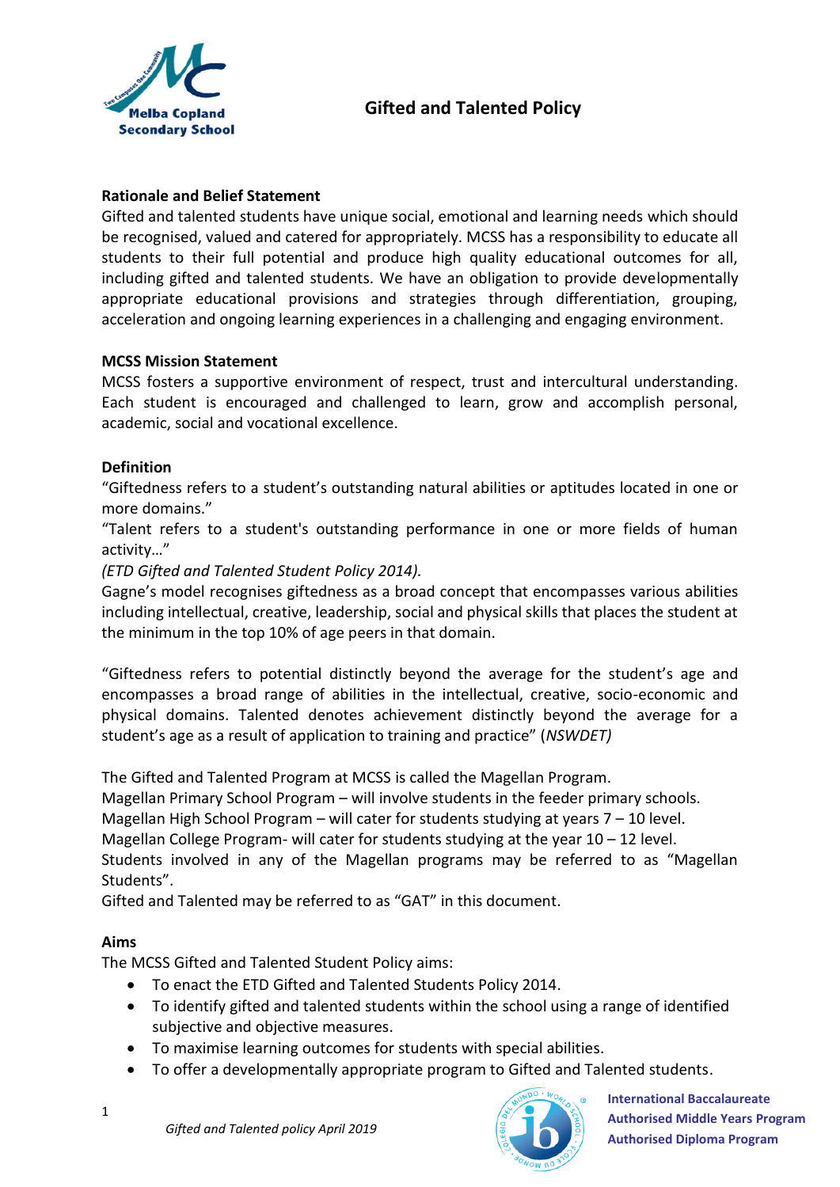# Gifted and Talented Policy

## Rationale and Belief Statement

Gifted and talented students have unique social, emotional and learning needs which should be recognised, valued and catered for appropriately. MCSS has a responsibility to educate all students to their full potential and produce high quality educational outcomes for all, including gifted and talented students. We have an obligation to provide developmentally appropriate educational provisions and strategies through differentiation, grouping, acceleration and ongoing learning experiences in a challenging and engaging environment.

## MCSS Mission Statement

MCSS fosters a supportive environment of respect, trust and intercultural understanding. Each student is encouraged and challenged to learn, grow and accomplish personal, academic, social and vocational excellence.

## Definition

"Giftedness refers to a student's outstanding natural abilities or aptitudes located in one or more domains."

"Talent refers to a student's outstanding performance in one or more fields of human activity…"

*(ETD Gifted and Talented Student Policy 2014).*

Gagne's model recognises giftedness as a broad concept that encompasses various abilities including intellectual, creative, leadership, social and physical skills that places the student at the minimum in the top 10% of age peers in that domain.

"Giftedness refers to potential distinctly beyond the average for the student's age and encompasses a broad range of abilities in the intellectual, creative, socio-economic and physical domains. Talented denotes achievement distinctly beyond the average for a student's age as a result of application to training and practice" (*NSWDET)*

The Gifted and Talented Program at MCSS is called the Magellan Program.

Magellan Primary School Program – will involve students in the feeder primary schools.

Magellan High School Program – will cater for students studying at years 7 – 10 level.

Magellan College Program- will cater for students studying at the year 10 – 12 level.

Students involved in any of the Magellan programs may be referred to as "Magellan Students".

Gifted and Talented may be referred to as "GAT" in this document.

## Aims

The MCSS Gifted and Talented Student Policy aims:

- To enact the ETD Gifted and Talented Students Policy 2014.
- To identify gifted and talented students within the school using a range of identified subjective and objective measures.
- To maximise learning outcomes for students with special abilities.
- To offer a developmentally appropriate program to Gifted and Talented students.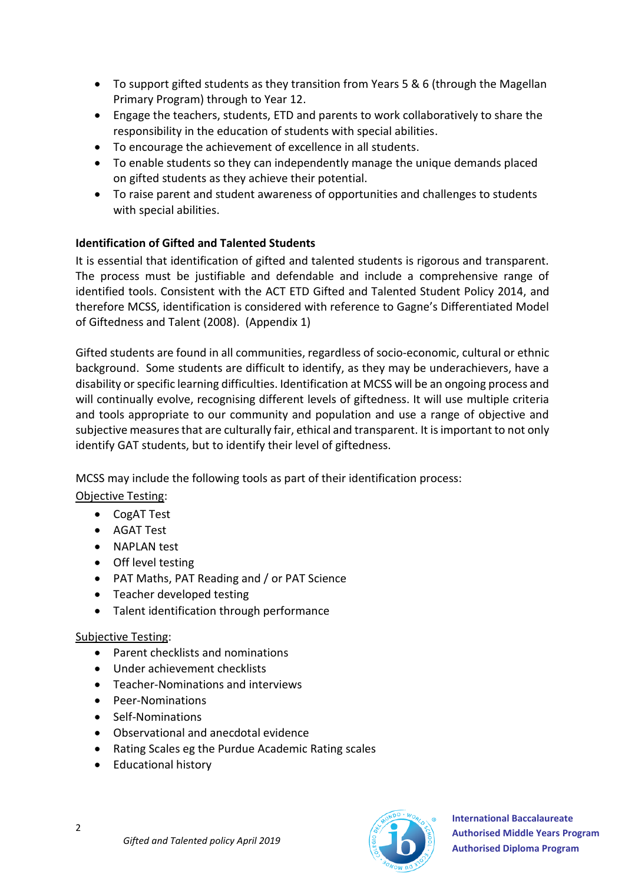- To support gifted students as they transition from Years 5 & 6 (through the Magellan Primary Program) through to Year 12.
- Engage the teachers, students, ETD and parents to work collaboratively to share the responsibility in the education of students with special abilities.
- To encourage the achievement of excellence in all students.
- To enable students so they can independently manage the unique demands placed on gifted students as they achieve their potential.
- To raise parent and student awareness of opportunities and challenges to students with special abilities.

**Identification of Gifted and Talented Students**

It is essential that identification of gifted and talented students is rigorous and transparent. The process must be justifiable and defendable and include a comprehensive range of identified tools. Consistent with the ACT ETD Gifted and Talented Student Policy 2014, and therefore MCSS, identification is considered with reference to Gagne's Differentiated Model of Giftedness and Talent (2008). (Appendix 1)

Gifted students are found in all communities, regardless of socio-economic, cultural or ethnic background. Some students are difficult to identify, as they may be underachievers, have a disability or specific learning difficulties. Identification at MCSS will be an ongoing process and will continually evolve, recognising different levels of giftedness. It will use multiple criteria and tools appropriate to our community and population and use a range of objective and subjective measures that are culturally fair, ethical and transparent. It is important to not only identify GAT students, but to identify their level of giftedness.

MCSS may include the following tools as part of their identification process:

<u>Objective Testing</u>:

- CogAT Test
- AGAT Test
- NAPLAN test
- Off level testing
- PAT Maths, PAT Reading and / or PAT Science
- Teacher developed testing
- Talent identification through performance

<u>Subjective Testing</u>:

- Parent checklists and nominations
- Under achievement checklists
- Teacher-Nominations and interviews
- Peer-Nominations
- Self-Nominations
- Observational and anecdotal evidence
- Rating Scales eg the Purdue Academic Rating scales
- Educational history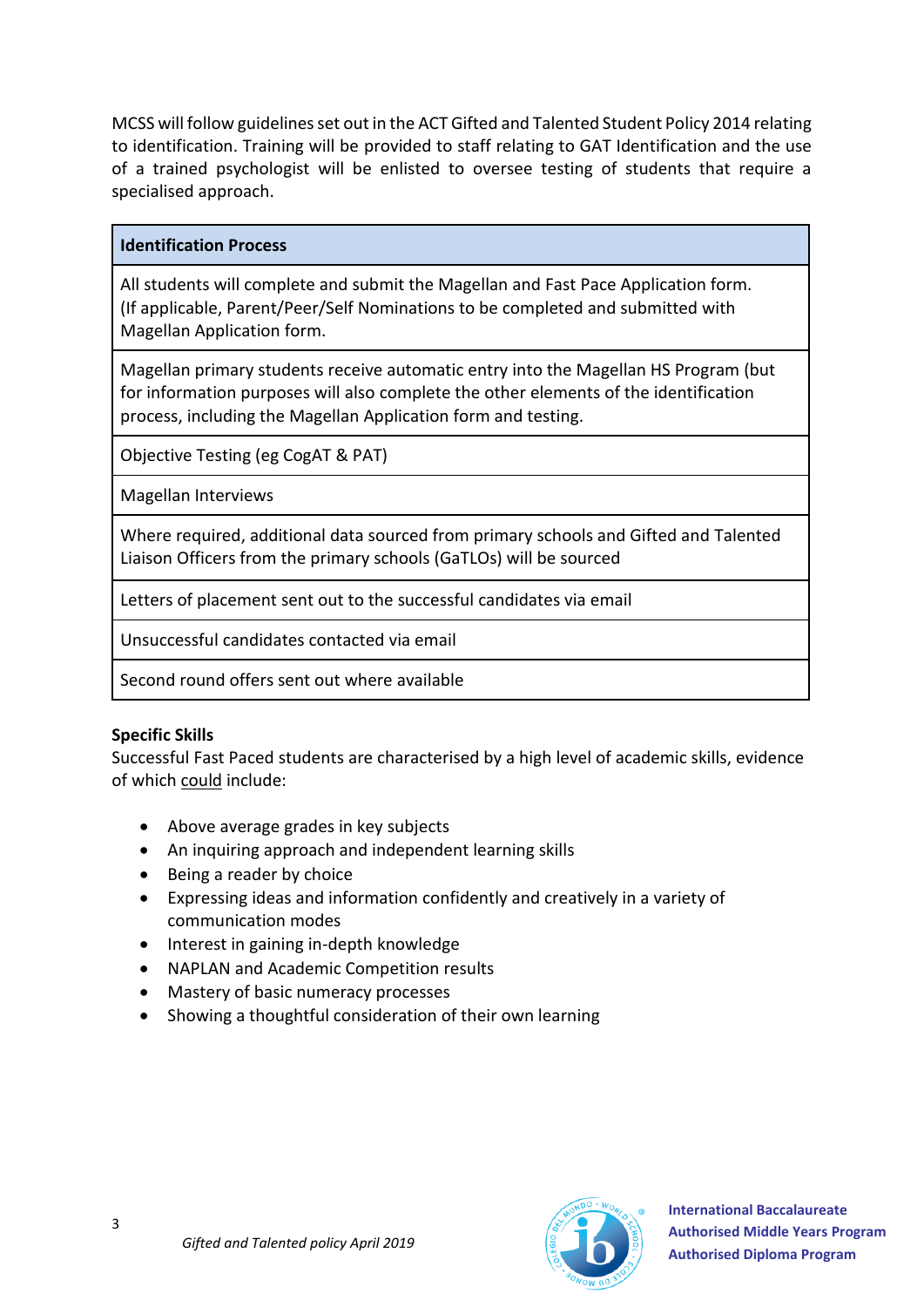MCSS will follow guidelines set out in the ACT Gifted and Talented Student Policy 2014 relating to identification. Training will be provided to staff relating to GAT Identification and the use of a trained psychologist will be enlisted to oversee testing of students that require a specialised approach.

| **Identification Process** |
|---|
| All students will complete and submit the Magellan and Fast Pace Application form. (If applicable, Parent/Peer/Self Nominations to be completed and submitted with Magellan Application form. |
| Magellan primary students receive automatic entry into the Magellan HS Program (but for information purposes will also complete the other elements of the identification process, including the Magellan Application form and testing. |
| Objective Testing (eg CogAT & PAT) |
| Magellan Interviews |
| Where required, additional data sourced from primary schools and Gifted and Talented Liaison Officers from the primary schools (GaTLOs) will be sourced |
| Letters of placement sent out to the successful candidates via email |
| Unsuccessful candidates contacted via email |
| Second round offers sent out where available |

**Specific Skills**

Successful Fast Paced students are characterised by a high level of academic skills, evidence of which could include:

- Above average grades in key subjects
- An inquiring approach and independent learning skills
- Being a reader by choice
- Expressing ideas and information confidently and creatively in a variety of communication modes
- Interest in gaining in-depth knowledge
- NAPLAN and Academic Competition results
- Mastery of basic numeracy processes
- Showing a thoughtful consideration of their own learning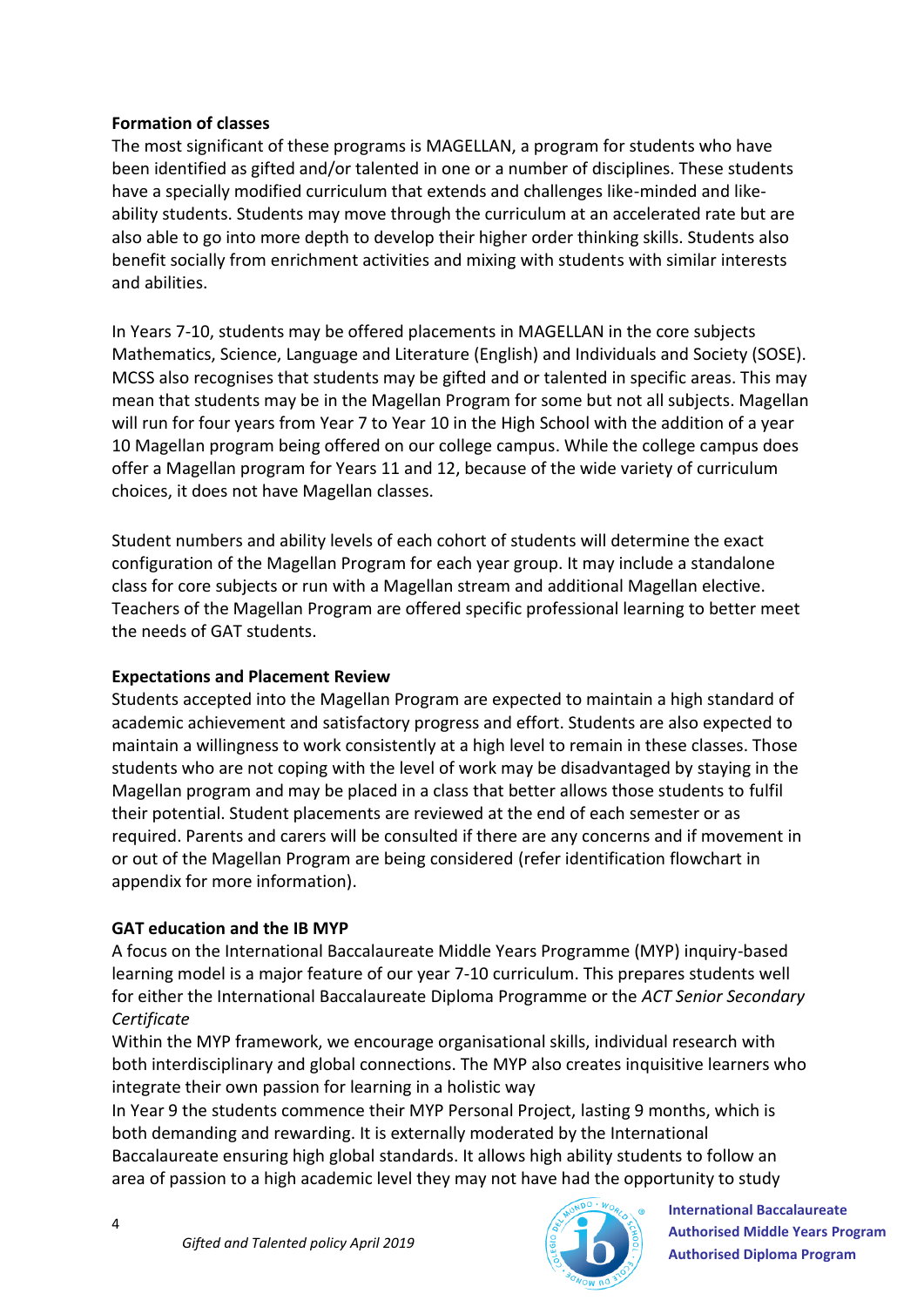**Formation of classes**

The most significant of these programs is MAGELLAN, a program for students who have been identified as gifted and/or talented in one or a number of disciplines. These students have a specially modified curriculum that extends and challenges like-minded and like-ability students. Students may move through the curriculum at an accelerated rate but are also able to go into more depth to develop their higher order thinking skills. Students also benefit socially from enrichment activities and mixing with students with similar interests and abilities.

In Years 7-10, students may be offered placements in MAGELLAN in the core subjects Mathematics, Science, Language and Literature (English) and Individuals and Society (SOSE). MCSS also recognises that students may be gifted and or talented in specific areas. This may mean that students may be in the Magellan Program for some but not all subjects. Magellan will run for four years from Year 7 to Year 10 in the High School with the addition of a year 10 Magellan program being offered on our college campus. While the college campus does offer a Magellan program for Years 11 and 12, because of the wide variety of curriculum choices, it does not have Magellan classes.

Student numbers and ability levels of each cohort of students will determine the exact configuration of the Magellan Program for each year group. It may include a standalone class for core subjects or run with a Magellan stream and additional Magellan elective. Teachers of the Magellan Program are offered specific professional learning to better meet the needs of GAT students.

**Expectations and Placement Review**

Students accepted into the Magellan Program are expected to maintain a high standard of academic achievement and satisfactory progress and effort. Students are also expected to maintain a willingness to work consistently at a high level to remain in these classes. Those students who are not coping with the level of work may be disadvantaged by staying in the Magellan program and may be placed in a class that better allows those students to fulfil their potential. Student placements are reviewed at the end of each semester or as required. Parents and carers will be consulted if there are any concerns and if movement in or out of the Magellan Program are being considered (refer identification flowchart in appendix for more information).

**GAT education and the IB MYP**

A focus on the International Baccalaureate Middle Years Programme (MYP) inquiry-based learning model is a major feature of our year 7-10 curriculum. This prepares students well for either the International Baccalaureate Diploma Programme or the *ACT Senior Secondary Certificate*

Within the MYP framework, we encourage organisational skills, individual research with both interdisciplinary and global connections. The MYP also creates inquisitive learners who integrate their own passion for learning in a holistic way

In Year 9 the students commence their MYP Personal Project, lasting 9 months, which is both demanding and rewarding. It is externally moderated by the International Baccalaureate ensuring high global standards. It allows high ability students to follow an area of passion to a high academic level they may not have had the opportunity to study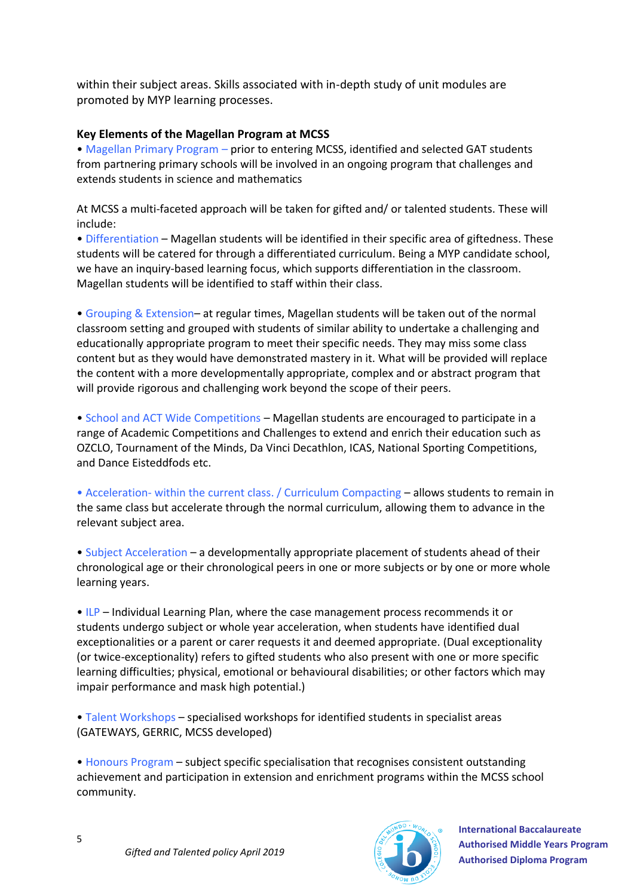within their subject areas. Skills associated with in-depth study of unit modules are promoted by MYP learning processes.

**Key Elements of the Magellan Program at MCSS**

- Magellan Primary Program – prior to entering MCSS, identified and selected GAT students from partnering primary schools will be involved in an ongoing program that challenges and extends students in science and mathematics

At MCSS a multi-faceted approach will be taken for gifted and/ or talented students. These will include:

- Differentiation – Magellan students will be identified in their specific area of giftedness. These students will be catered for through a differentiated curriculum. Being a MYP candidate school, we have an inquiry-based learning focus, which supports differentiation in the classroom. Magellan students will be identified to staff within their class.

- Grouping & Extension– at regular times, Magellan students will be taken out of the normal classroom setting and grouped with students of similar ability to undertake a challenging and educationally appropriate program to meet their specific needs. They may miss some class content but as they would have demonstrated mastery in it. What will be provided will replace the content with a more developmentally appropriate, complex and or abstract program that will provide rigorous and challenging work beyond the scope of their peers.

- School and ACT Wide Competitions – Magellan students are encouraged to participate in a range of Academic Competitions and Challenges to extend and enrich their education such as OZCLO, Tournament of the Minds, Da Vinci Decathlon, ICAS, National Sporting Competitions, and Dance Eisteddfods etc.

- Acceleration- within the current class. / Curriculum Compacting – allows students to remain in the same class but accelerate through the normal curriculum, allowing them to advance in the relevant subject area.

- Subject Acceleration – a developmentally appropriate placement of students ahead of their chronological age or their chronological peers in one or more subjects or by one or more whole learning years.

- ILP – Individual Learning Plan, where the case management process recommends it or students undergo subject or whole year acceleration, when students have identified dual exceptionalities or a parent or carer requests it and deemed appropriate. (Dual exceptionality (or twice-exceptionality) refers to gifted students who also present with one or more specific learning difficulties; physical, emotional or behavioural disabilities; or other factors which may impair performance and mask high potential.)

- Talent Workshops – specialised workshops for identified students in specialist areas (GATEWAYS, GERRIC, MCSS developed)

- Honours Program – subject specific specialisation that recognises consistent outstanding achievement and participation in extension and enrichment programs within the MCSS school community.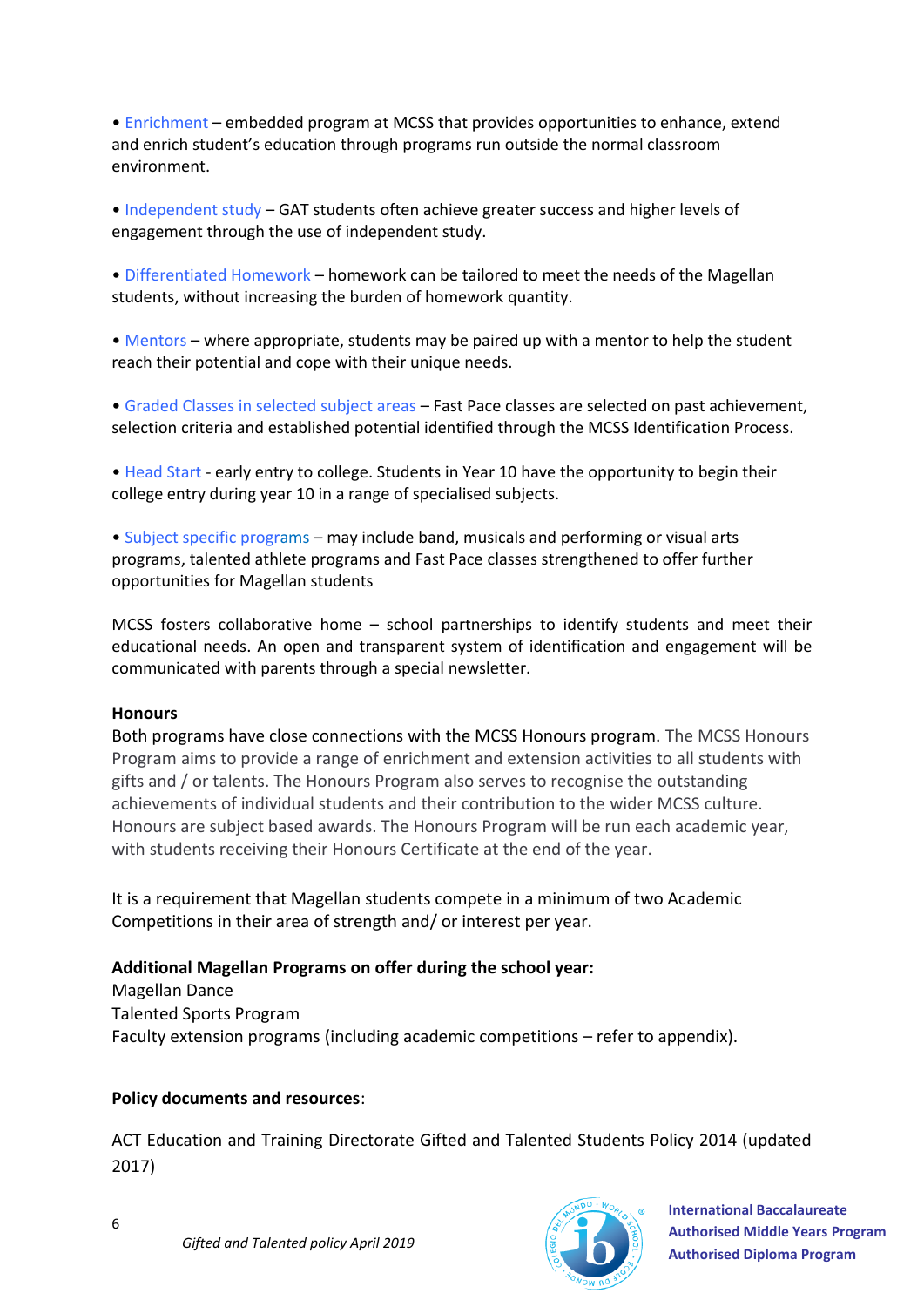- Enrichment – embedded program at MCSS that provides opportunities to enhance, extend and enrich student's education through programs run outside the normal classroom environment.

- Independent study – GAT students often achieve greater success and higher levels of engagement through the use of independent study.

- Differentiated Homework – homework can be tailored to meet the needs of the Magellan students, without increasing the burden of homework quantity.

- Mentors – where appropriate, students may be paired up with a mentor to help the student reach their potential and cope with their unique needs.

- Graded Classes in selected subject areas – Fast Pace classes are selected on past achievement, selection criteria and established potential identified through the MCSS Identification Process.

- Head Start - early entry to college. Students in Year 10 have the opportunity to begin their college entry during year 10 in a range of specialised subjects.

- Subject specific programs – may include band, musicals and performing or visual arts programs, talented athlete programs and Fast Pace classes strengthened to offer further opportunities for Magellan students

MCSS fosters collaborative home – school partnerships to identify students and meet their educational needs. An open and transparent system of identification and engagement will be communicated with parents through a special newsletter.

**Honours**

Both programs have close connections with the MCSS Honours program. The MCSS Honours Program aims to provide a range of enrichment and extension activities to all students with gifts and / or talents. The Honours Program also serves to recognise the outstanding achievements of individual students and their contribution to the wider MCSS culture. Honours are subject based awards. The Honours Program will be run each academic year, with students receiving their Honours Certificate at the end of the year.

It is a requirement that Magellan students compete in a minimum of two Academic Competitions in their area of strength and/ or interest per year.

**Additional Magellan Programs on offer during the school year:**

Magellan Dance
Talented Sports Program
Faculty extension programs (including academic competitions – refer to appendix).

**Policy documents and resources**:

ACT Education and Training Directorate Gifted and Talented Students Policy 2014 (updated 2017)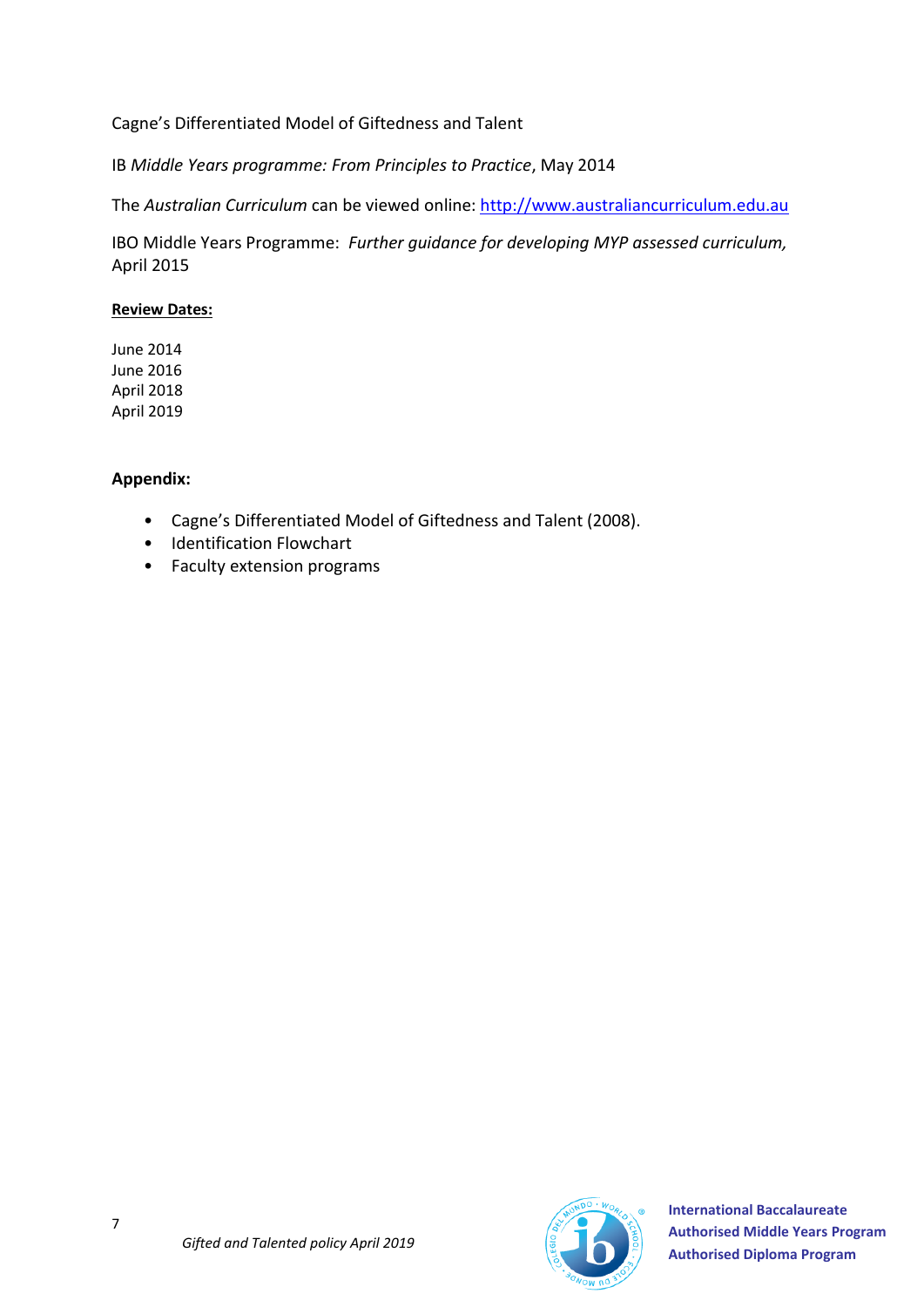Cagne's Differentiated Model of Giftedness and Talent

IB *Middle Years programme: From Principles to Practice*, May 2014

The *Australian Curriculum* can be viewed online: [http://www.australiancurriculum.edu.au](http://www.australiancurriculum.edu.au)

IBO Middle Years Programme: *Further guidance for developing MYP assessed curriculum,* April 2015

**Review Dates:**

June 2014
June 2016
April 2018
April 2019

**Appendix:**

- Cagne's Differentiated Model of Giftedness and Talent (2008).
- Identification Flowchart
- Faculty extension programs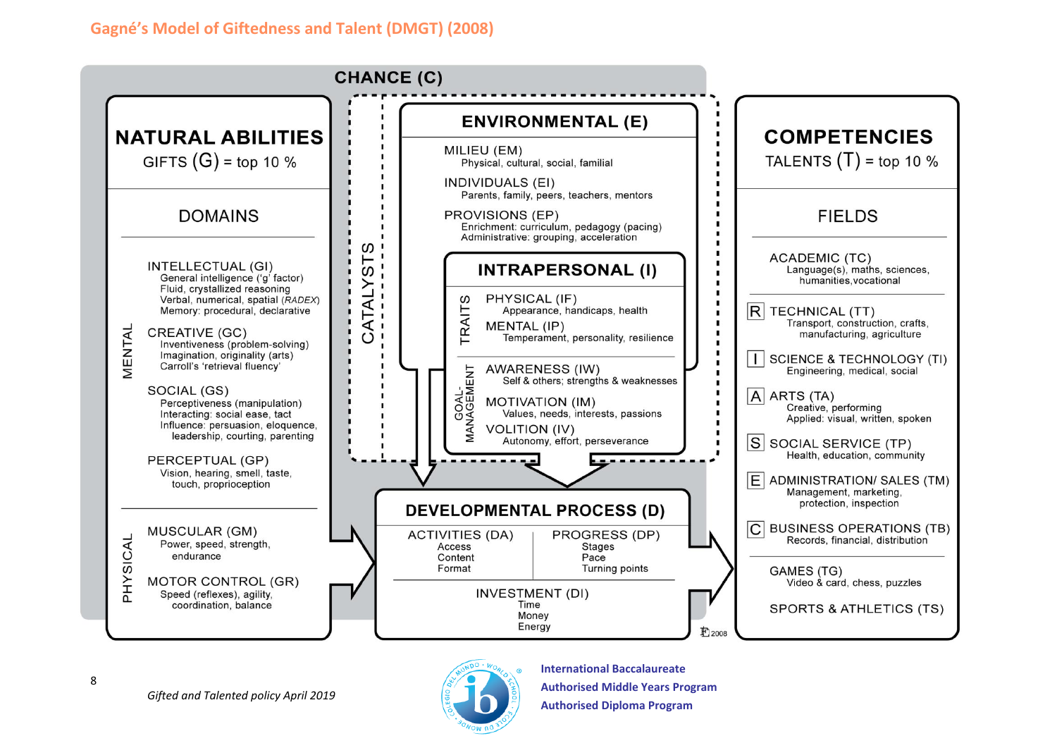## Gagné's Model of Giftedness and Talent (DMGT) (2008)

**CHANCE (C)**

### NATURAL ABILITIES

GIFTS (G) = top 10 %

**DOMAINS**

**MENTAL**

INTELLECTUAL (GI)
- General intelligence ('g' factor)
- Fluid, crystallized reasoning
- Verbal, numerical, spatial (*RADEX*)
- Memory: procedural, declarative

CREATIVE (GC)
- Inventiveness (problem-solving)
- Imagination, originality (arts)
- Carroll's 'retrieval fluency'

SOCIAL (GS)
- Perceptiveness (manipulation)
- Interacting: social ease, tact
- Influence: persuasion, eloquence, leadership, courting, parenting

PERCEPTUAL (GP)
- Vision, hearing, smell, taste, touch, proprioception

**PHYSICAL**

MUSCULAR (GM)
- Power, speed, strength, endurance

MOTOR CONTROL (GR)
- Speed (reflexes), agility, coordination, balance

### CATALYSTS

#### ENVIRONMENTAL (E)

MILIEU (EM)
- Physical, cultural, social, familial

INDIVIDUALS (EI)
- Parents, family, peers, teachers, mentors

PROVISIONS (EP)
- Enrichment: curriculum, pedagogy (pacing)
- Administrative: grouping, acceleration

#### INTRAPERSONAL (I)

**TRAITS**

PHYSICAL (IF)
- Appearance, handicaps, health

MENTAL (IP)
- Temperament, personality, resilience

**GOAL-MANAGEMENT**

AWARENESS (IW)
- Self & others; strengths & weaknesses

MOTIVATION (IM)
- Values, needs, interests, passions

VOLITION (IV)
- Autonomy, effort, perseverance

### DEVELOPMENTAL PROCESS (D)

ACTIVITIES (DA)
- Access
- Content
- Format

PROGRESS (DP)
- Stages
- Pace
- Turning points

INVESTMENT (DI)
- Time
- Money
- Energy

### COMPETENCIES

TALENTS (T) = top 10 %

**FIELDS**

ACADEMIC (TC)
- Language(s), maths, sciences, humanities, vocational

R TECHNICAL (TT)
- Transport, construction, crafts, manufacturing, agriculture

I SCIENCE & TECHNOLOGY (TI)
- Engineering, medical, social

A ARTS (TA)
- Creative, performing
- Applied: visual, written, spoken

S SOCIAL SERVICE (TP)
- Health, education, community

E ADMINISTRATION/ SALES (TM)
- Management, marketing, protection, inspection

C BUSINESS OPERATIONS (TB)
- Records, financial, distribution

GAMES (TG)
- Video & card, chess, puzzles

SPORTS & ATHLETICS (TS)

FG 2008

*Gifted and Talented policy April 2019*

**International Baccalaureate**
**Authorised Middle Years Program**
**Authorised Diploma Program**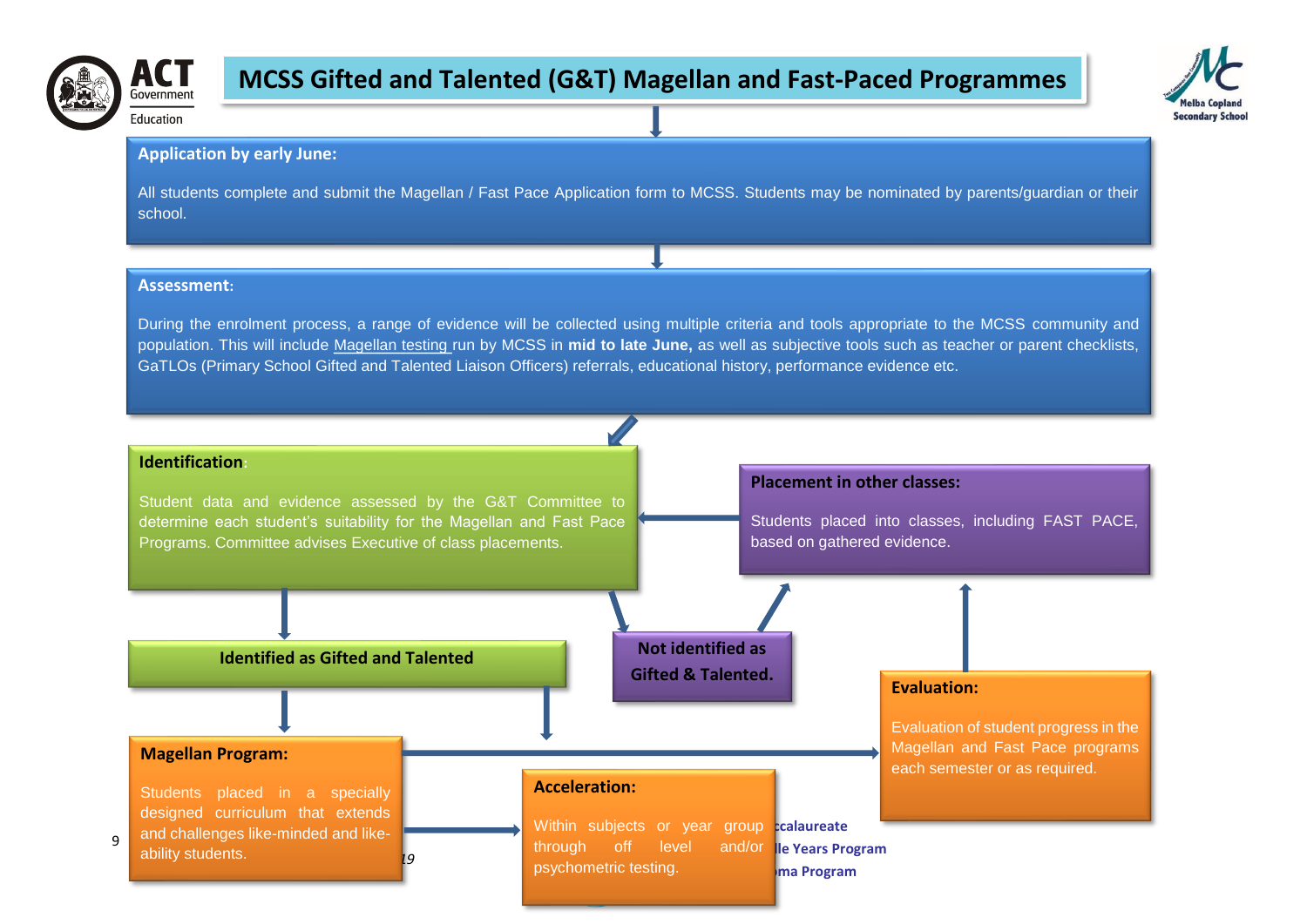# MCSS Gifted and Talented (G&T) Magellan and Fast-Paced Programmes

**Application by early June:**

All students complete and submit the Magellan / Fast Pace Application form to MCSS. Students may be nominated by parents/guardian or their school.

**Assessment:**

During the enrolment process, a range of evidence will be collected using multiple criteria and tools appropriate to the MCSS community and population. This will include Magellan testing run by MCSS in **mid to late June,** as well as subjective tools such as teacher or parent checklists, GaTLOs (Primary School Gifted and Talented Liaison Officers) referrals, educational history, performance evidence etc.

**Identification:**

Student data and evidence assessed by the G&T Committee to determine each student's suitability for the Magellan and Fast Pace Programs. Committee advises Executive of class placements.

**Placement in other classes:**

Students placed into classes, including FAST PACE, based on gathered evidence.

**Identified as Gifted and Talented**

**Not identified as Gifted & Talented.**

**Evaluation:**

Evaluation of student progress in the Magellan and Fast Pace programs each semester or as required.

**Magellan Program:**

Students placed in a specially designed curriculum that extends and challenges like-minded and like-ability students.

**Acceleration:**

Within subjects or year group through off level and/or psychometric testing.

ccalaureate

lle Years Program

ma Program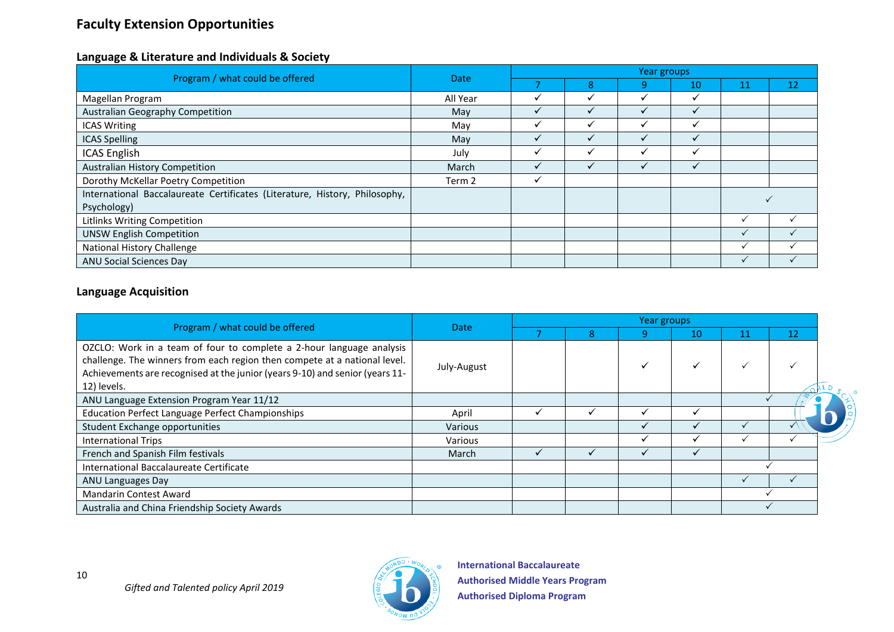# Faculty Extension Opportunities

## Language & Literature and Individuals & Society

| Program / what could be offered | Date | Year groups | | | | | |
|---|---|---|---|---|---|---|---|
| | | 7 | 8 | 9 | 10 | 11 | 12 |
| Magellan Program | All Year | ✓ | ✓ | ✓ | ✓ | | |
| Australian Geography Competition | May | ✓ | ✓ | ✓ | ✓ | | |
| ICAS Writing | May | ✓ | ✓ | ✓ | ✓ | | |
| ICAS Spelling | May | ✓ | ✓ | ✓ | ✓ | | |
| ICAS English | July | ✓ | ✓ | ✓ | ✓ | | |
| Australian History Competition | March | ✓ | ✓ | ✓ | ✓ | | |
| Dorothy McKellar Poetry Competition | Term 2 | ✓ | | | | | |
| International Baccalaureate Certificates (Literature, History, Philosophy, Psychology) | | | | | | ✓ | |
| Litlinks Writing Competition | | | | | | ✓ | ✓ |
| UNSW English Competition | | | | | | ✓ | ✓ |
| National History Challenge | | | | | | ✓ | ✓ |
| ANU Social Sciences Day | | | | | | ✓ | ✓ |

## Language Acquisition

| Program / what could be offered | Date | Year groups | | | | | |
|---|---|---|---|---|---|---|---|
| | | 7 | 8 | 9 | 10 | 11 | 12 |
| OZCLO: Work in a team of four to complete a 2-hour language analysis challenge. The winners from each region then compete at a national level. Achievements are recognised at the junior (years 9-10) and senior (years 11-12) levels. | July-August | | | ✓ | ✓ | ✓ | ✓ |
| ANU Language Extension Program Year 11/12 | | | | | | ✓ | |
| Education Perfect Language Perfect Championships | April | ✓ | ✓ | ✓ | ✓ | | |
| Student Exchange opportunities | Various | | | ✓ | ✓ | ✓ | ✓ |
| International Trips | Various | | | ✓ | ✓ | ✓ | ✓ |
| French and Spanish Film festivals | March | ✓ | ✓ | ✓ | ✓ | | |
| International Baccalaureate Certificate | | | | | | ✓ | |
| ANU Languages Day | | | | | | ✓ | ✓ |
| Mandarin Contest Award | | | | | | ✓ | |
| Australia and China Friendship Society Awards | | | | | | ✓ | |

*Gifted and Talented policy April 2019*

**International Baccalaureate**
**Authorised Middle Years Program**
**Authorised Diploma Program**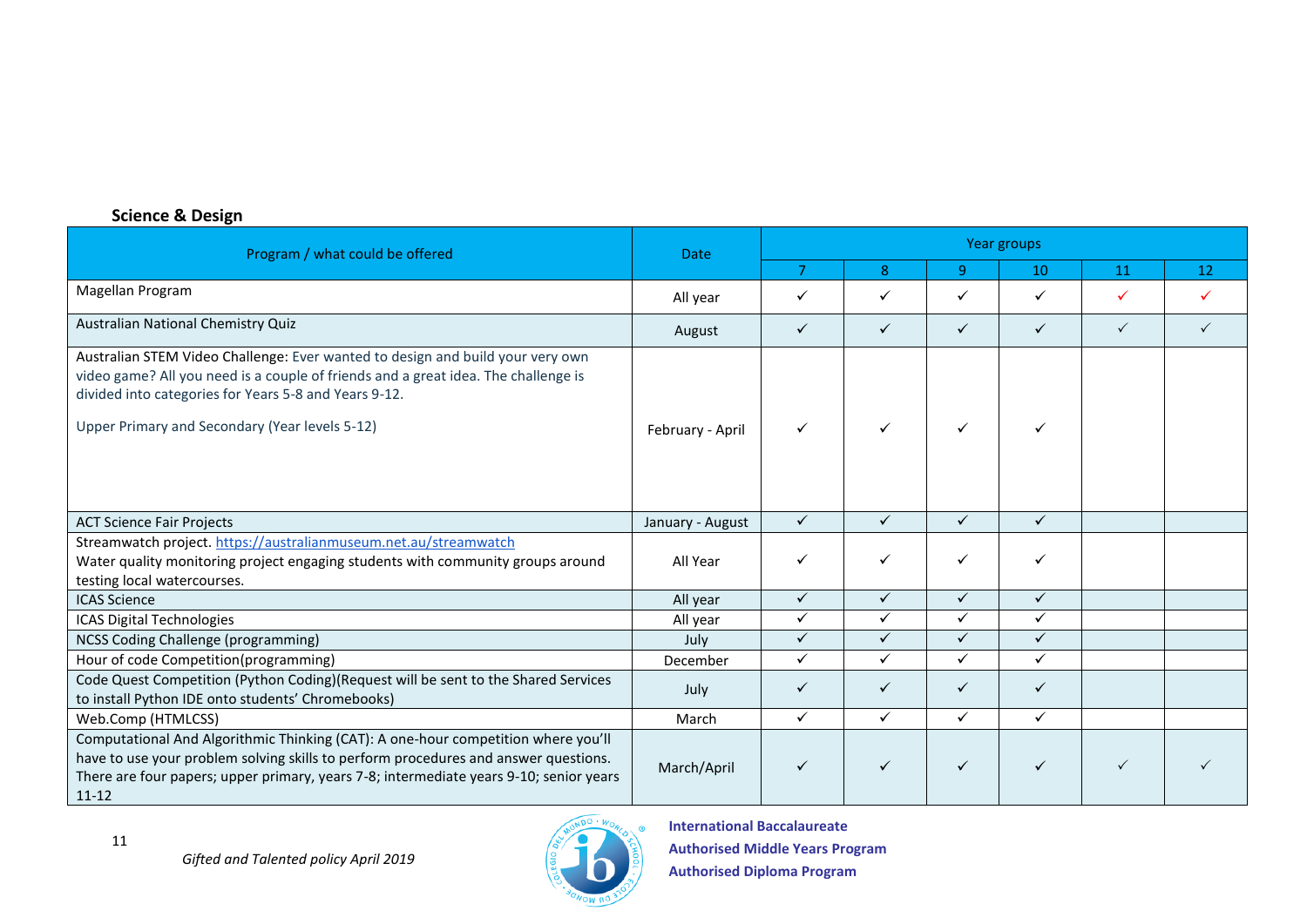**Science & Design**

| Program / what could be offered | Date | Year groups | | | | | |
|---|---|---|---|---|---|---|---|
| | | 7 | 8 | 9 | 10 | 11 | 12 |
| Magellan Program | All year | ✓ | ✓ | ✓ | ✓ | ✓ | ✓ |
| Australian National Chemistry Quiz | August | ✓ | ✓ | ✓ | ✓ | ✓ | ✓ |
| Australian STEM Video Challenge: Ever wanted to design and build your very own video game? All you need is a couple of friends and a great idea. The challenge is divided into categories for Years 5-8 and Years 9-12.<br><br>Upper Primary and Secondary (Year levels 5-12) | February - April | ✓ | ✓ | ✓ | ✓ | | |
| ACT Science Fair Projects | January - August | ✓ | ✓ | ✓ | ✓ | | |
| Streamwatch project. https://australianmuseum.net.au/streamwatch<br>Water quality monitoring project engaging students with community groups around testing local watercourses. | All Year | ✓ | ✓ | ✓ | ✓ | | |
| ICAS Science | All year | ✓ | ✓ | ✓ | ✓ | | |
| ICAS Digital Technologies | All year | ✓ | ✓ | ✓ | ✓ | | |
| NCSS Coding Challenge (programming) | July | ✓ | ✓ | ✓ | ✓ | | |
| Hour of code Competition(programming) | December | ✓ | ✓ | ✓ | ✓ | | |
| Code Quest Competition (Python Coding)(Request will be sent to the Shared Services to install Python IDE onto students' Chromebooks) | July | ✓ | ✓ | ✓ | ✓ | | |
| Web.Comp (HTMLCSS) | March | ✓ | ✓ | ✓ | ✓ | | |
| Computational And Algorithmic Thinking (CAT): A one-hour competition where you'll have to use your problem solving skills to perform procedures and answer questions. There are four papers; upper primary, years 7-8; intermediate years 9-10; senior years 11-12 | March/April | ✓ | ✓ | ✓ | ✓ | ✓ | ✓ |

*Gifted and Talented policy April 2019*

**International Baccalaureate**
**Authorised Middle Years Program**
**Authorised Diploma Program**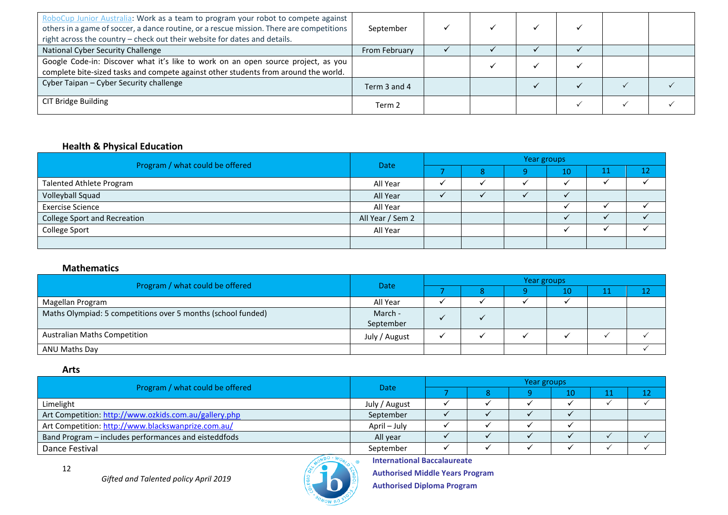| RoboCup Junior Australia: Work as a team to program your robot to compete against others in a game of soccer, a dance routine, or a rescue mission. There are competitions right across the country – check out their website for dates and details. | September | ✓ | ✓ | ✓ | ✓ | | |
|---|---|---|---|---|---|---|---|
| National Cyber Security Challenge | From February | ✓ | ✓ | ✓ | ✓ | | |
| Google Code-in: Discover what it's like to work on an open source project, as you complete bite-sized tasks and compete against other students from around the world. | | | ✓ | ✓ | ✓ | | |
| Cyber Taipan – Cyber Security challenge | Term 3 and 4 | | | ✓ | ✓ | ✓ | ✓ |
| CIT Bridge Building | Term 2 | | | | ✓ | ✓ | ✓ |

### Health & Physical Education

| Program / what could be offered | Date | Year groups | | | | | |
|---|---|---|---|---|---|---|---|
| | | 7 | 8 | 9 | 10 | 11 | 12 |
| Talented Athlete Program | All Year | ✓ | ✓ | ✓ | ✓ | ✓ | ✓ |
| Volleyball Squad | All Year | ✓ | ✓ | ✓ | ✓ | | |
| Exercise Science | All Year | | | | ✓ | ✓ | ✓ |
| College Sport and Recreation | All Year / Sem 2 | | | | ✓ | ✓ | ✓ |
| College Sport | All Year | | | | ✓ | ✓ | ✓ |
| | | | | | | | |

### Mathematics

| Program / what could be offered | Date | Year groups | | | | | |
|---|---|---|---|---|---|---|---|
| | | 7 | 8 | 9 | 10 | 11 | 12 |
| Magellan Program | All Year | ✓ | ✓ | ✓ | ✓ | | |
| Maths Olympiad: 5 competitions over 5 months (school funded) | March - September | ✓ | ✓ | | | | |
| Australian Maths Competition | July / August | ✓ | ✓ | ✓ | ✓ | ✓ | ✓ |
| ANU Maths Day | | | | | | | ✓ |

### Arts

| Program / what could be offered | Date | Year groups | | | | | |
|---|---|---|---|---|---|---|---|
| | | 7 | 8 | 9 | 10 | 11 | 12 |
| Limelight | July / August | ✓ | ✓ | ✓ | ✓ | ✓ | ✓ |
| Art Competition: http://www.ozkids.com.au/gallery.php | September | ✓ | ✓ | ✓ | ✓ | | |
| Art Competition: http://www.blackswanprize.com.au/ | April – July | ✓ | ✓ | ✓ | ✓ | | |
| Band Program – includes performances and eisteddfods | All year | ✓ | ✓ | ✓ | ✓ | ✓ | ✓ |
| Dance Festival | September | ✓ | ✓ | ✓ | ✓ | ✓ | ✓ |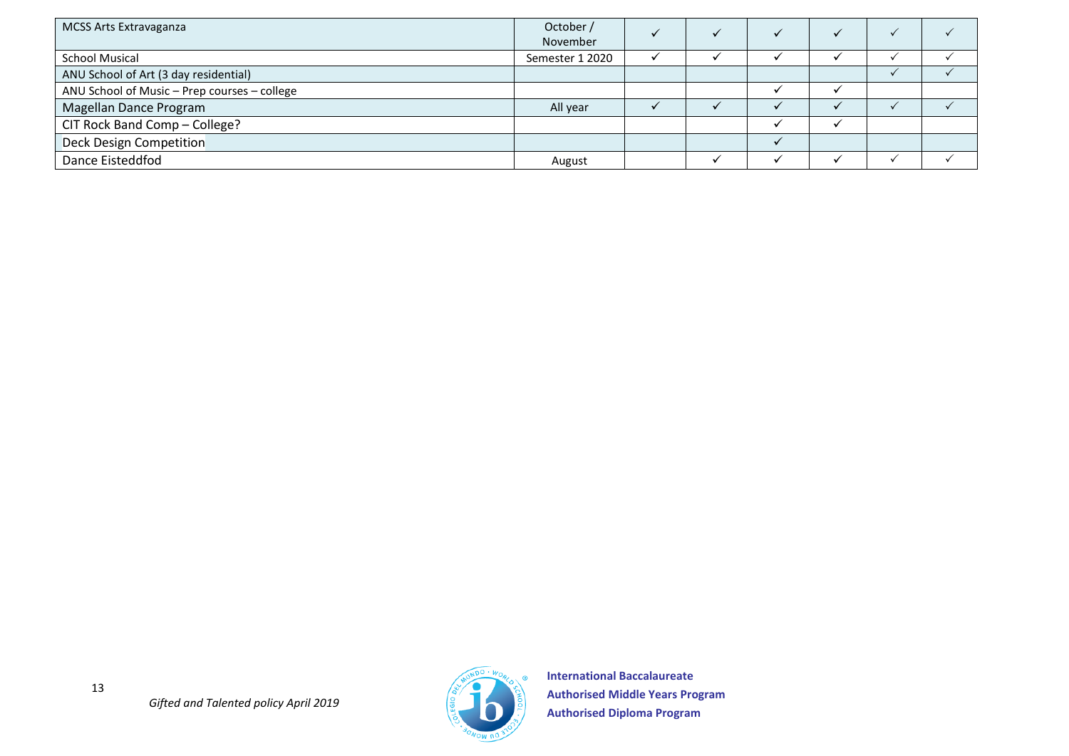| | | | | | | | |
|---|---|---|---|---|---|---|---|
| MCSS Arts Extravaganza | October / November | ✓ | ✓ | ✓ | ✓ | ✓ | ✓ |
| School Musical | Semester 1 2020 | ✓ | ✓ | ✓ | ✓ | ✓ | ✓ |
| ANU School of Art (3 day residential) | | | | | | ✓ | ✓ |
| ANU School of Music – Prep courses – college | | | | ✓ | ✓ | | |
| Magellan Dance Program | All year | ✓ | ✓ | ✓ | ✓ | ✓ | ✓ |
| CIT Rock Band Comp – College? | | | | ✓ | ✓ | | |
| Deck Design Competition | | | | ✓ | | | |
| Dance Eisteddfod | August | | ✓ | ✓ | ✓ | ✓ | ✓ |